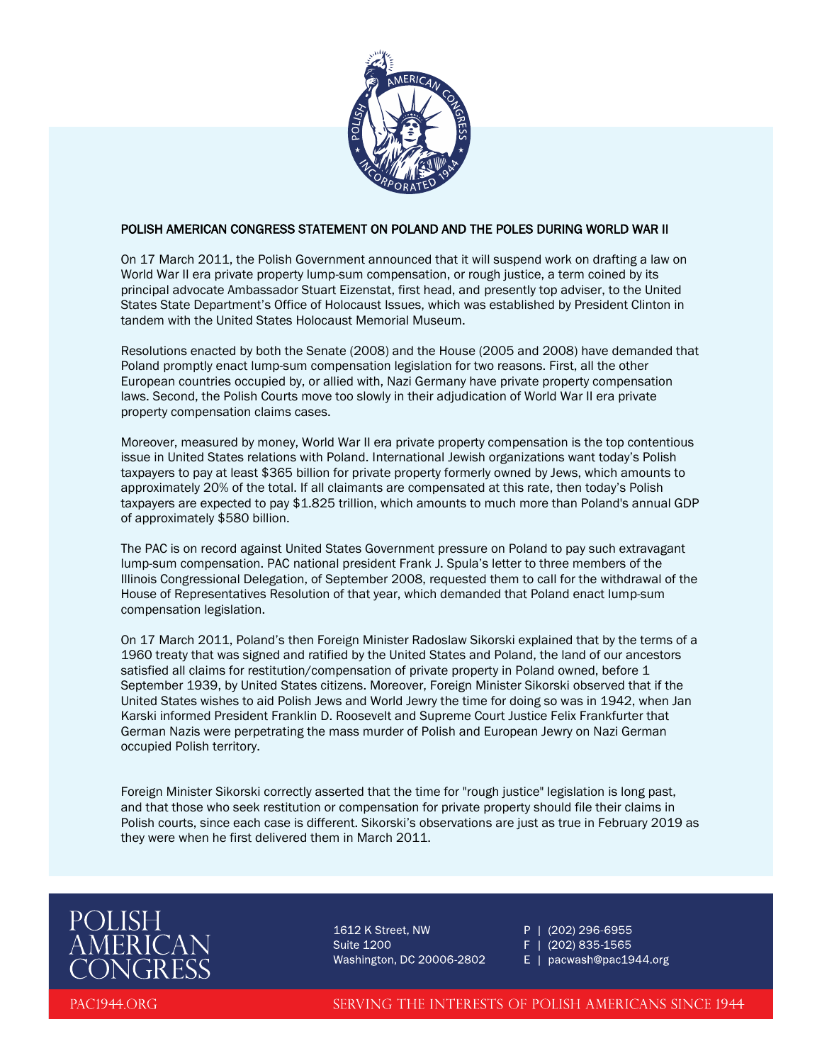## POLISH AMERICAN CONGRESS STATEMENT ON POLAND AND THE POLES DURING WORLD WAR II

On 17 March 2011, the Polish Government announced that it will suspend work on drafting a law on World War II era private property lump-sum compensation, or rough justice, a term coined by its principal advocate Ambassador Stuart Eizenstat, first head, and presently top adviser, to the United States State Department's Office of Holocaust Issues, which was established by President Clinton in tandem with the United States Holocaust Memorial Museum.

Resolutions enacted by both the Senate (2008) and the House (2005 and 2008) have demanded that Poland promptly enact lump-sum compensation legislation for two reasons. First, all the other European countries occupied by, or allied with, Nazi Germany have private property compensation laws. Second, the Polish Courts move too slowly in their adjudication of World War II era private property compensation claims cases.

Moreover, measured by money, World War II era private property compensation is the top contentious issue in United States relations with Poland. International Jewish organizations want today's Polish taxpayers to pay at least $365 billion for private property formerly owned by Jews, which amounts to approximately 20% of the total. If all claimants are compensated at this rate, then today's Polish taxpayers are expected to pay $1.825 trillion, which amounts to much more than Poland's annual GDP of approximately $580 billion.

The PAC is on record against United States Government pressure on Poland to pay such extravagant lump-sum compensation. PAC national president Frank J. Spula's letter to three members of the Illinois Congressional Delegation, of September 2008, requested them to call for the withdrawal of the House of Representatives Resolution of that year, which demanded that Poland enact lump-sum compensation legislation.

On 17 March 2011, Poland's then Foreign Minister Radoslaw Sikorski explained that by the terms of a 1960 treaty that was signed and ratified by the United States and Poland, the land of our ancestors satisfied all claims for restitution/compensation of private property in Poland owned, before 1 September 1939, by United States citizens. Moreover, Foreign Minister Sikorski observed that if the United States wishes to aid Polish Jews and World Jewry the time for doing so was in 1942, when Jan Karski informed President Franklin D. Roosevelt and Supreme Court Justice Felix Frankfurter that German Nazis were perpetrating the mass murder of Polish and European Jewry on Nazi German occupied Polish territory.

Foreign Minister Sikorski correctly asserted that the time for "rough justice" legislation is long past, and that those who seek restitution or compensation for private property should file their claims in Polish courts, since each case is different. Sikorski's observations are just as true in February 2019 as they were when he first delivered them in March 2011.

POLISH AMERICAN CONGRESS

1612 K Street, NW
Suite 1200
Washington, DC 20006-2802

P | (202) 296-6955
F | (202) 835-1565
E | pacwash@pac1944.org

PAC1944.ORG

SERVING THE INTERESTS OF POLISH AMERICANS SINCE 1944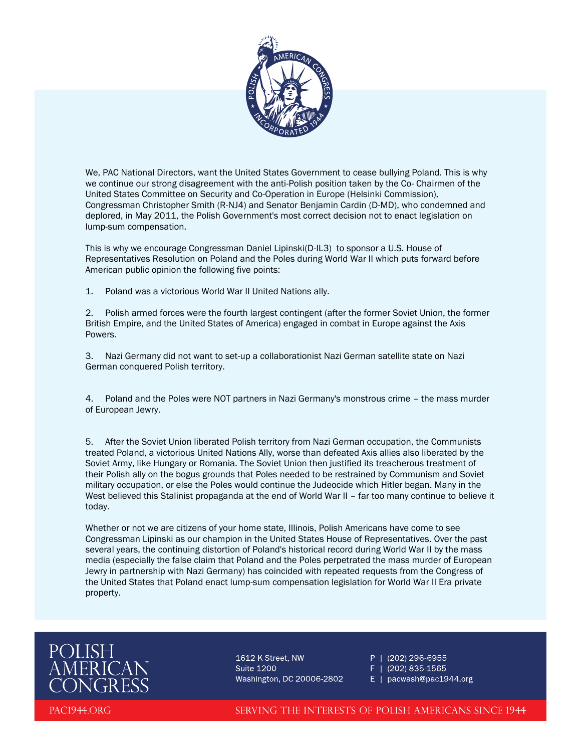We, PAC National Directors, want the United States Government to cease bullying Poland. This is why we continue our strong disagreement with the anti-Polish position taken by the Co- Chairmen of the United States Committee on Security and Co-Operation in Europe (Helsinki Commission), Congressman Christopher Smith (R-NJ4) and Senator Benjamin Cardin (D-MD), who condemned and deplored, in May 2011, the Polish Government's most correct decision not to enact legislation on lump-sum compensation.

This is why we encourage Congressman Daniel Lipinski(D-IL3) to sponsor a U.S. House of Representatives Resolution on Poland and the Poles during World War II which puts forward before American public opinion the following five points:

1. Poland was a victorious World War II United Nations ally.

2. Polish armed forces were the fourth largest contingent (after the former Soviet Union, the former British Empire, and the United States of America) engaged in combat in Europe against the Axis Powers.

3. Nazi Germany did not want to set-up a collaborationist Nazi German satellite state on Nazi German conquered Polish territory.

4. Poland and the Poles were NOT partners in Nazi Germany's monstrous crime – the mass murder of European Jewry.

5. After the Soviet Union liberated Polish territory from Nazi German occupation, the Communists treated Poland, a victorious United Nations Ally, worse than defeated Axis allies also liberated by the Soviet Army, like Hungary or Romania. The Soviet Union then justified its treacherous treatment of their Polish ally on the bogus grounds that Poles needed to be restrained by Communism and Soviet military occupation, or else the Poles would continue the Judeocide which Hitler began. Many in the West believed this Stalinist propaganda at the end of World War II – far too many continue to believe it today.

Whether or not we are citizens of your home state, Illinois, Polish Americans have come to see Congressman Lipinski as our champion in the United States House of Representatives. Over the past several years, the continuing distortion of Poland's historical record during World War II by the mass media (especially the false claim that Poland and the Poles perpetrated the mass murder of European Jewry in partnership with Nazi Germany) has coincided with repeated requests from the Congress of the United States that Poland enact lump-sum compensation legislation for World War II Era private property.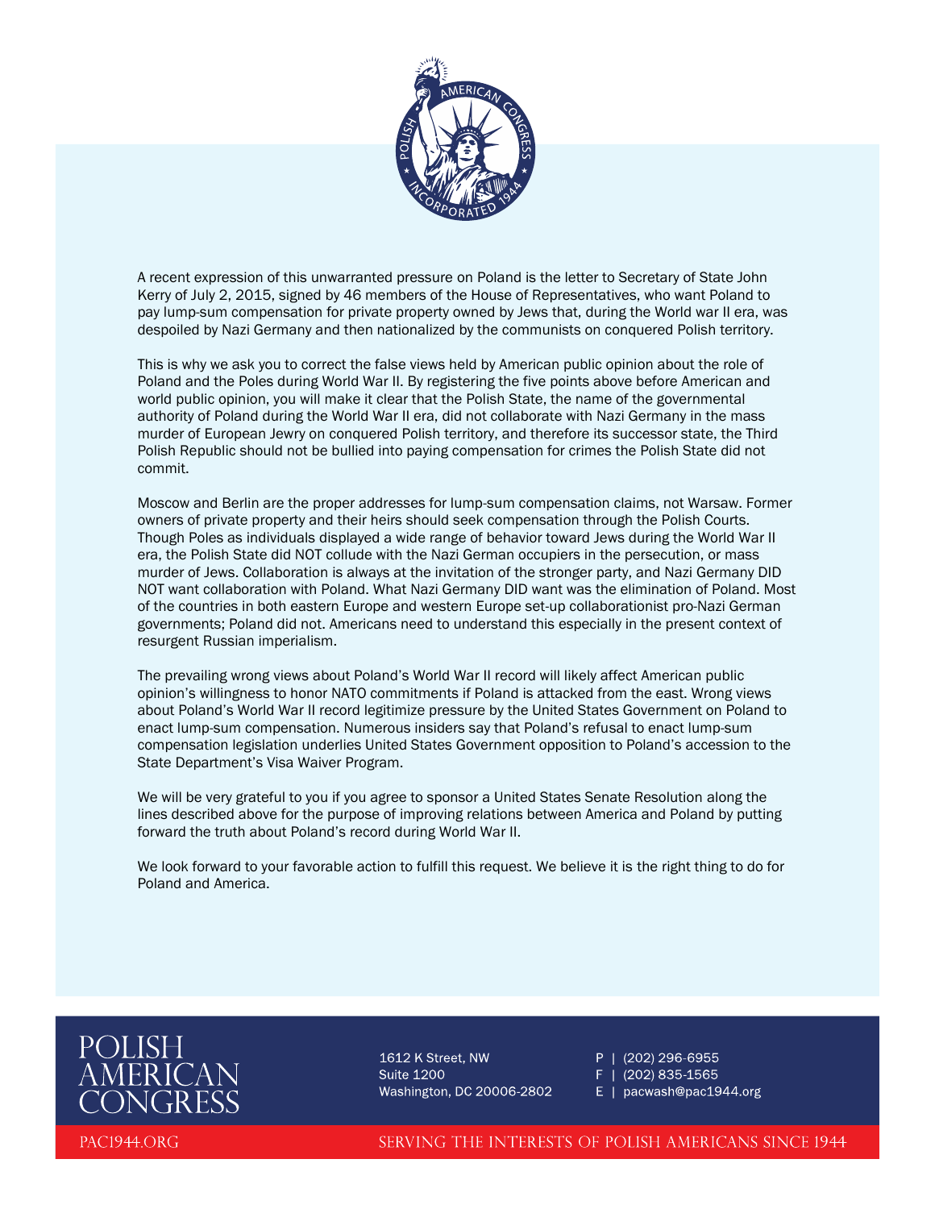A recent expression of this unwarranted pressure on Poland is the letter to Secretary of State John Kerry of July 2, 2015, signed by 46 members of the House of Representatives, who want Poland to pay lump-sum compensation for private property owned by Jews that, during the World war II era, was despoiled by Nazi Germany and then nationalized by the communists on conquered Polish territory.

This is why we ask you to correct the false views held by American public opinion about the role of Poland and the Poles during World War II. By registering the five points above before American and world public opinion, you will make it clear that the Polish State, the name of the governmental authority of Poland during the World War II era, did not collaborate with Nazi Germany in the mass murder of European Jewry on conquered Polish territory, and therefore its successor state, the Third Polish Republic should not be bullied into paying compensation for crimes the Polish State did not commit.

Moscow and Berlin are the proper addresses for lump-sum compensation claims, not Warsaw. Former owners of private property and their heirs should seek compensation through the Polish Courts. Though Poles as individuals displayed a wide range of behavior toward Jews during the World War II era, the Polish State did NOT collude with the Nazi German occupiers in the persecution, or mass murder of Jews. Collaboration is always at the invitation of the stronger party, and Nazi Germany DID NOT want collaboration with Poland. What Nazi Germany DID want was the elimination of Poland. Most of the countries in both eastern Europe and western Europe set-up collaborationist pro-Nazi German governments; Poland did not. Americans need to understand this especially in the present context of resurgent Russian imperialism.

The prevailing wrong views about Poland's World War II record will likely affect American public opinion's willingness to honor NATO commitments if Poland is attacked from the east. Wrong views about Poland's World War II record legitimize pressure by the United States Government on Poland to enact lump-sum compensation. Numerous insiders say that Poland's refusal to enact lump-sum compensation legislation underlies United States Government opposition to Poland's accession to the State Department's Visa Waiver Program.

We will be very grateful to you if you agree to sponsor a United States Senate Resolution along the lines described above for the purpose of improving relations between America and Poland by putting forward the truth about Poland's record during World War II.

We look forward to your favorable action to fulfill this request. We believe it is the right thing to do for Poland and America.

POLISH AMERICAN CONGRESS

1612 K Street, NW
Suite 1200
Washington, DC 20006-2802

P | (202) 296-6955
F | (202) 835-1565
E | pacwash@pac1944.org

PAC1944.ORG

SERVING THE INTERESTS OF POLISH AMERICANS SINCE 1944